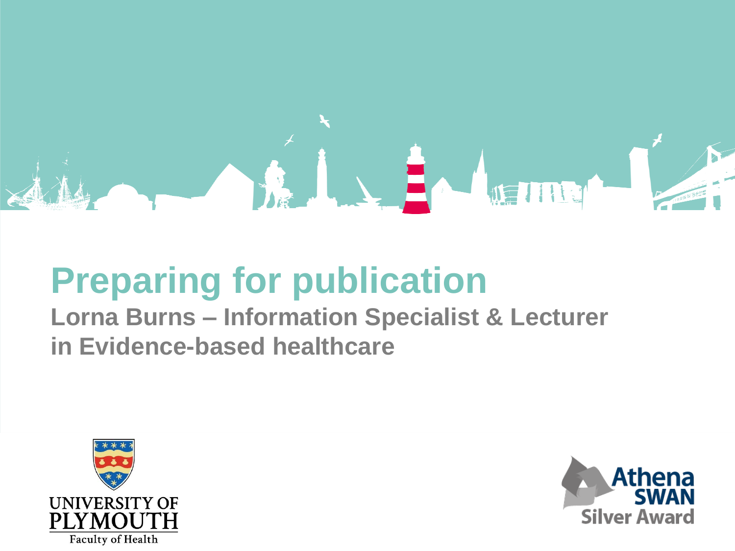# Preparing for publication

**Lorna Burns – Information Specialist & Lecturer in Evidence-based healthcare**

UNIVERSITY OF PLYMOUTH
Faculty of Health

Athena SWAN Silver Award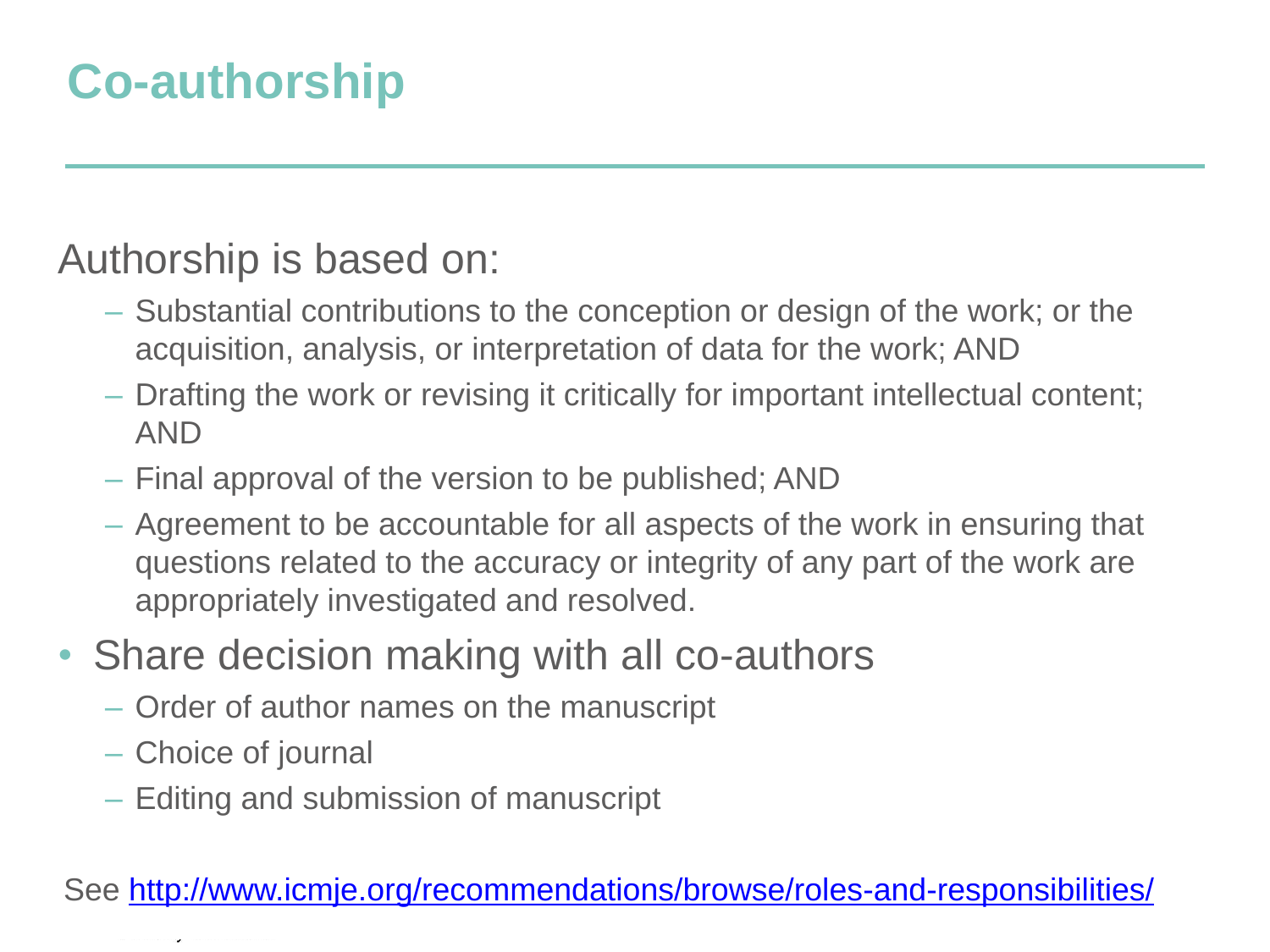# Co-authorship

Authorship is based on:

- Substantial contributions to the conception or design of the work; or the acquisition, analysis, or interpretation of data for the work; AND
- Drafting the work or revising it critically for important intellectual content; AND
- Final approval of the version to be published; AND
- Agreement to be accountable for all aspects of the work in ensuring that questions related to the accuracy or integrity of any part of the work are appropriately investigated and resolved.

- Share decision making with all co-authors
  - Order of author names on the manuscript
  - Choice of journal
  - Editing and submission of manuscript

See [http://www.icmje.org/recommendations/browse/roles-and-responsibilities/](http://www.icmje.org/recommendations/browse/roles-and-responsibilities/)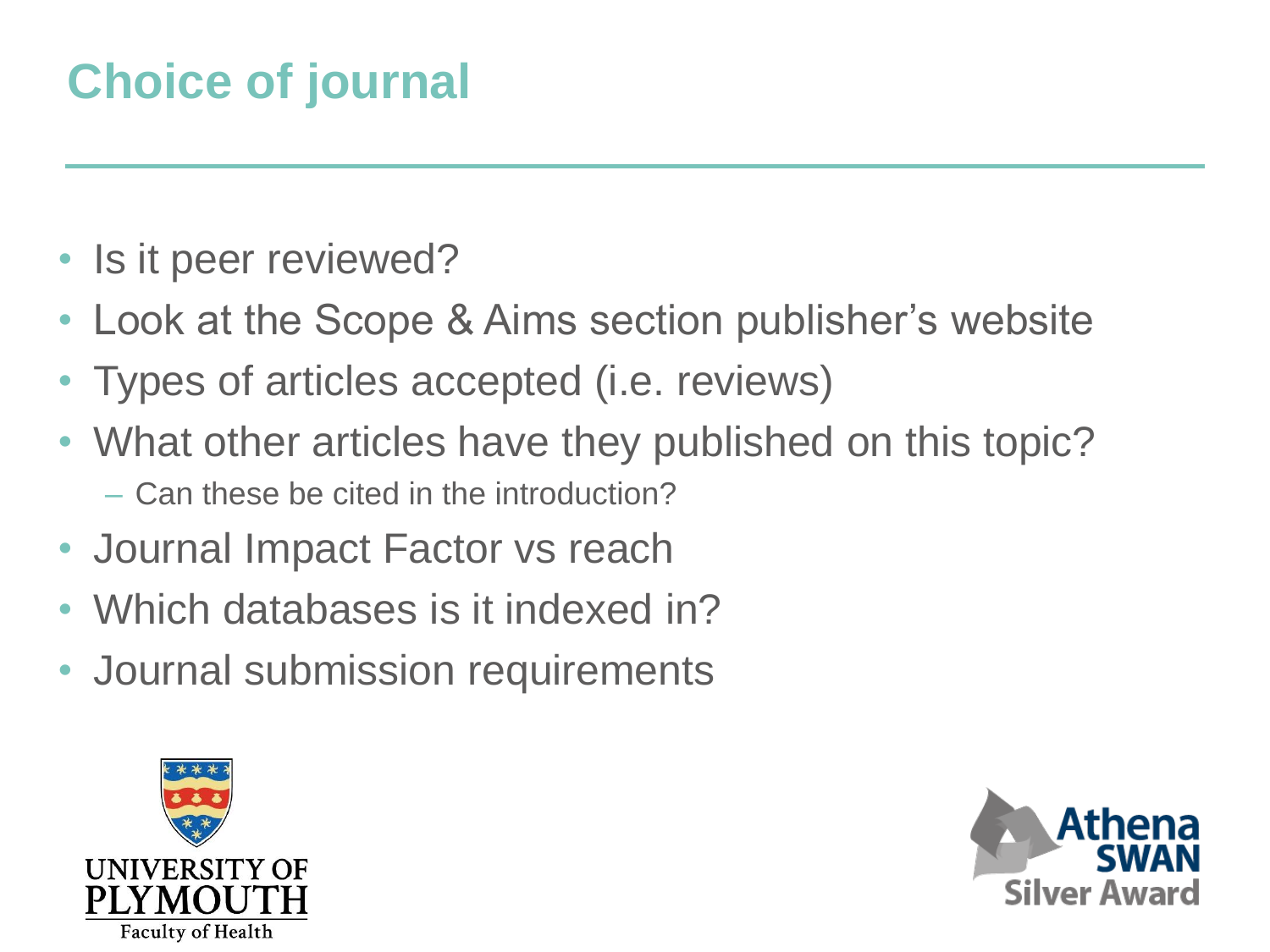# Choice of journal

- Is it peer reviewed?
- Look at the Scope & Aims section publisher's website
- Types of articles accepted (i.e. reviews)
- What other articles have they published on this topic?
  - Can these be cited in the introduction?
- Journal Impact Factor vs reach
- Which databases is it indexed in?
- Journal submission requirements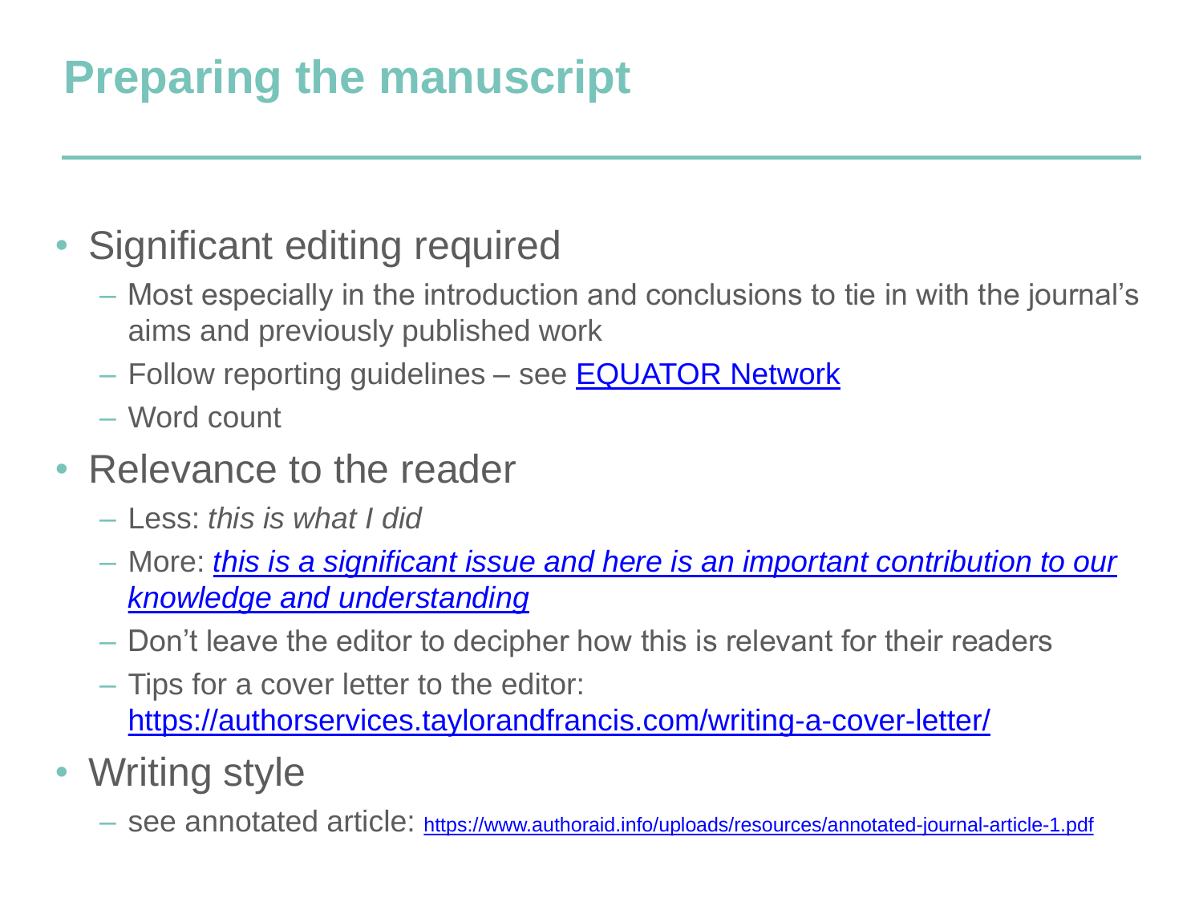# Preparing the manuscript

- Significant editing required
  - Most especially in the introduction and conclusions to tie in with the journal's aims and previously published work
  - Follow reporting guidelines – see EQUATOR Network
  - Word count
- Relevance to the reader
  - Less: *this is what I did*
  - More: *this is a significant issue and here is an important contribution to our knowledge and understanding*
  - Don't leave the editor to decipher how this is relevant for their readers
  - Tips for a cover letter to the editor: https://authorservices.taylorandfrancis.com/writing-a-cover-letter/
- Writing style
  - see annotated article: https://www.authoraid.info/uploads/resources/annotated-journal-article-1.pdf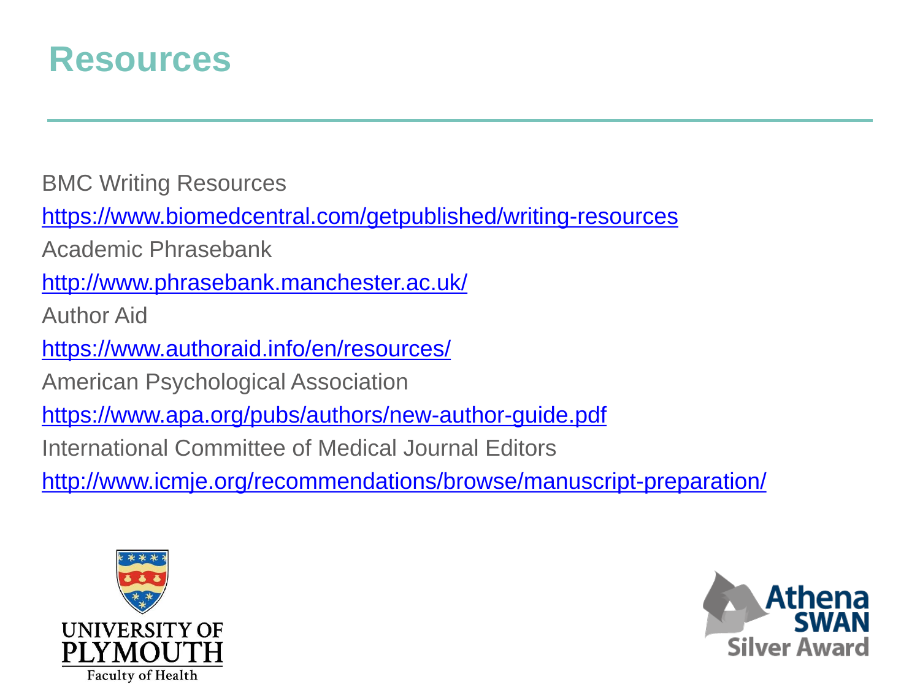# Resources

BMC Writing Resources

https://www.biomedcentral.com/getpublished/writing-resources

Academic Phrasebank

http://www.phrasebank.manchester.ac.uk/

Author Aid

https://www.authoraid.info/en/resources/

American Psychological Association

https://www.apa.org/pubs/authors/new-author-guide.pdf

International Committee of Medical Journal Editors

http://www.icmje.org/recommendations/browse/manuscript-preparation/